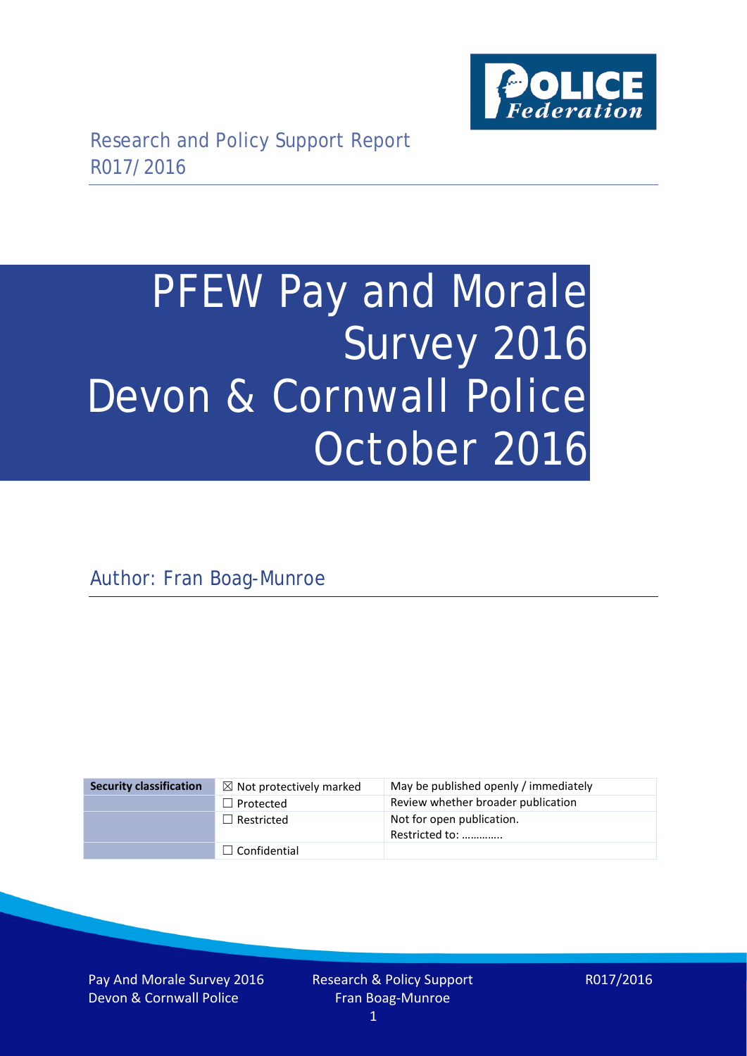Research and Policy Support Report
R017/2016

# PFEW Pay and Morale Survey 2016 Devon & Cornwall Police October 2016

Author: Fran Boag-Munroe

| Security classification | | |
|---|---|---|
| | ☒ Not protectively marked | May be published openly / immediately |
| | ☐ Protected | Review whether broader publication |
| | ☐ Restricted | Not for open publication. Restricted to: ………….. |
| | ☐ Confidential | |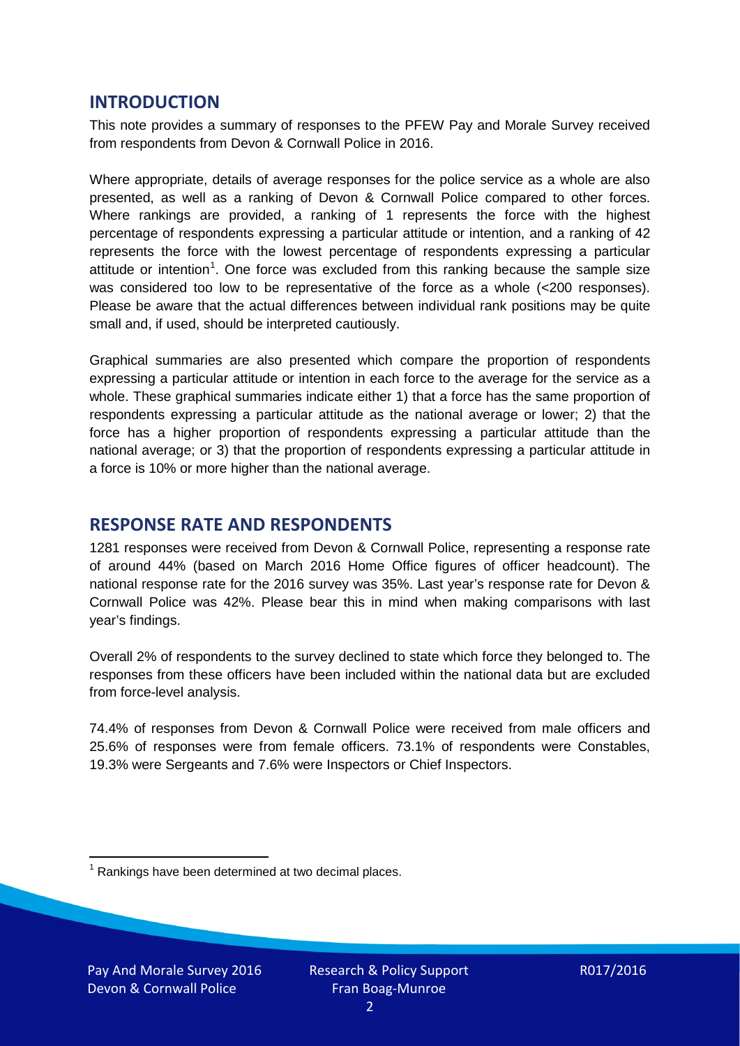## INTRODUCTION

This note provides a summary of responses to the PFEW Pay and Morale Survey received from respondents from Devon & Cornwall Police in 2016.

Where appropriate, details of average responses for the police service as a whole are also presented, as well as a ranking of Devon & Cornwall Police compared to other forces. Where rankings are provided, a ranking of 1 represents the force with the highest percentage of respondents expressing a particular attitude or intention, and a ranking of 42 represents the force with the lowest percentage of respondents expressing a particular attitude or intention[1]. One force was excluded from this ranking because the sample size was considered too low to be representative of the force as a whole (<200 responses). Please be aware that the actual differences between individual rank positions may be quite small and, if used, should be interpreted cautiously.

Graphical summaries are also presented which compare the proportion of respondents expressing a particular attitude or intention in each force to the average for the service as a whole. These graphical summaries indicate either 1) that a force has the same proportion of respondents expressing a particular attitude as the national average or lower; 2) that the force has a higher proportion of respondents expressing a particular attitude than the national average; or 3) that the proportion of respondents expressing a particular attitude in a force is 10% or more higher than the national average.

## RESPONSE RATE AND RESPONDENTS

1281 responses were received from Devon & Cornwall Police, representing a response rate of around 44% (based on March 2016 Home Office figures of officer headcount). The national response rate for the 2016 survey was 35%. Last year's response rate for Devon & Cornwall Police was 42%. Please bear this in mind when making comparisons with last year's findings.

Overall 2% of respondents to the survey declined to state which force they belonged to. The responses from these officers have been included within the national data but are excluded from force-level analysis.

74.4% of responses from Devon & Cornwall Police were received from male officers and 25.6% of responses were from female officers. 73.1% of respondents were Constables, 19.3% were Sergeants and 7.6% were Inspectors or Chief Inspectors.

[1] Rankings have been determined at two decimal places.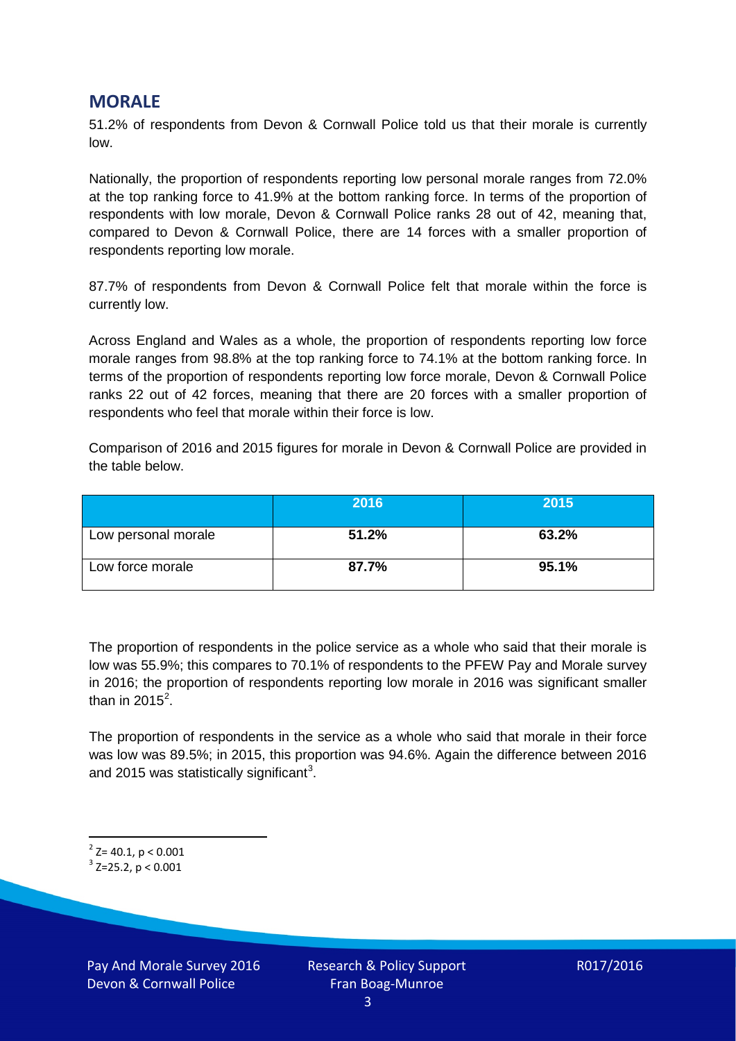## MORALE

51.2% of respondents from Devon & Cornwall Police told us that their morale is currently low.

Nationally, the proportion of respondents reporting low personal morale ranges from 72.0% at the top ranking force to 41.9% at the bottom ranking force. In terms of the proportion of respondents with low morale, Devon & Cornwall Police ranks 28 out of 42, meaning that, compared to Devon & Cornwall Police, there are 14 forces with a smaller proportion of respondents reporting low morale.

87.7% of respondents from Devon & Cornwall Police felt that morale within the force is currently low.

Across England and Wales as a whole, the proportion of respondents reporting low force morale ranges from 98.8% at the top ranking force to 74.1% at the bottom ranking force. In terms of the proportion of respondents reporting low force morale, Devon & Cornwall Police ranks 22 out of 42 forces, meaning that there are 20 forces with a smaller proportion of respondents who feel that morale within their force is low.

Comparison of 2016 and 2015 figures for morale in Devon & Cornwall Police are provided in the table below.

| | 2016 | 2015 |
|---|---|---|
| Low personal morale | **51.2%** | **63.2%** |
| Low force morale | **87.7%** | **95.1%** |

The proportion of respondents in the police service as a whole who said that their morale is low was 55.9%; this compares to 70.1% of respondents to the PFEW Pay and Morale survey in 2016; the proportion of respondents reporting low morale in 2016 was significant smaller than in 2015[2].

The proportion of respondents in the service as a whole who said that morale in their force was low was 89.5%; in 2015, this proportion was 94.6%. Again the difference between 2016 and 2015 was statistically significant[3].

[2] $Z = 40.1$, $p < 0.001$

[3] $Z = 25.2$, $p < 0.001$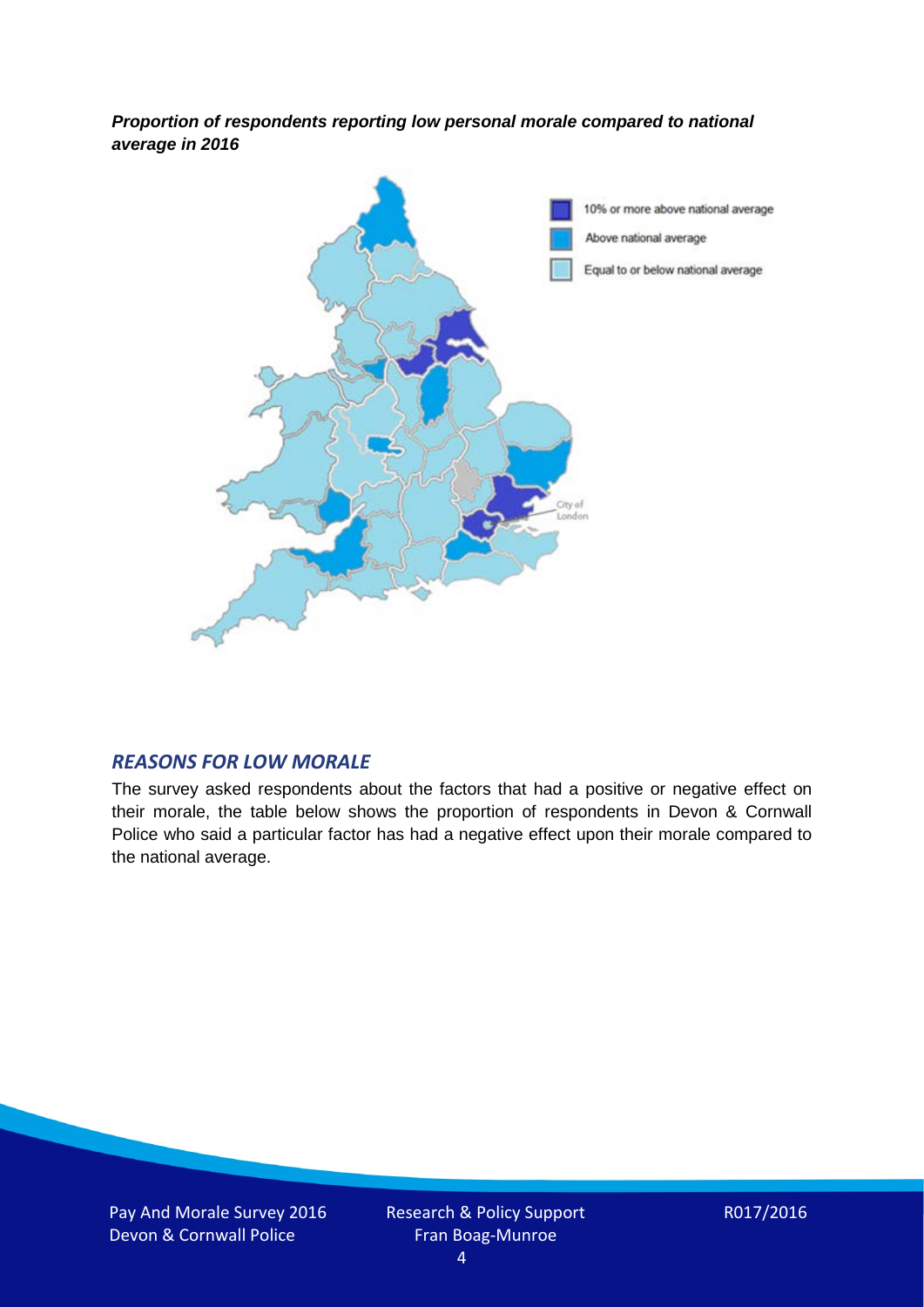***Proportion of respondents reporting low personal morale compared to national average in 2016***

10% or more above national average

Above national average

Equal to or below national average

City of London

## *REASONS FOR LOW MORALE*

The survey asked respondents about the factors that had a positive or negative effect on their morale, the table below shows the proportion of respondents in Devon & Cornwall Police who said a particular factor has had a negative effect upon their morale compared to the national average.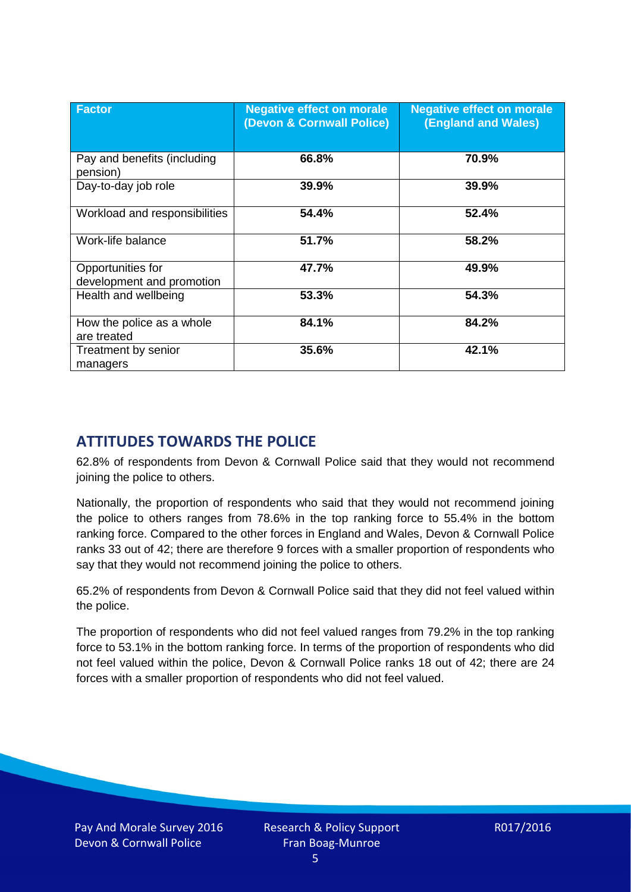| Factor | Negative effect on morale (Devon & Cornwall Police) | Negative effect on morale (England and Wales) |
|---|---|---|
| Pay and benefits (including pension) | **66.8%** | **70.9%** |
| Day-to-day job role | **39.9%** | **39.9%** |
| Workload and responsibilities | **54.4%** | **52.4%** |
| Work-life balance | **51.7%** | **58.2%** |
| Opportunities for development and promotion | **47.7%** | **49.9%** |
| Health and wellbeing | **53.3%** | **54.3%** |
| How the police as a whole are treated | **84.1%** | **84.2%** |
| Treatment by senior managers | **35.6%** | **42.1%** |

## ATTITUDES TOWARDS THE POLICE

62.8% of respondents from Devon & Cornwall Police said that they would not recommend joining the police to others.

Nationally, the proportion of respondents who said that they would not recommend joining the police to others ranges from 78.6% in the top ranking force to 55.4% in the bottom ranking force. Compared to the other forces in England and Wales, Devon & Cornwall Police ranks 33 out of 42; there are therefore 9 forces with a smaller proportion of respondents who say that they would not recommend joining the police to others.

65.2% of respondents from Devon & Cornwall Police said that they did not feel valued within the police.

The proportion of respondents who did not feel valued ranges from 79.2% in the top ranking force to 53.1% in the bottom ranking force. In terms of the proportion of respondents who did not feel valued within the police, Devon & Cornwall Police ranks 18 out of 42; there are 24 forces with a smaller proportion of respondents who did not feel valued.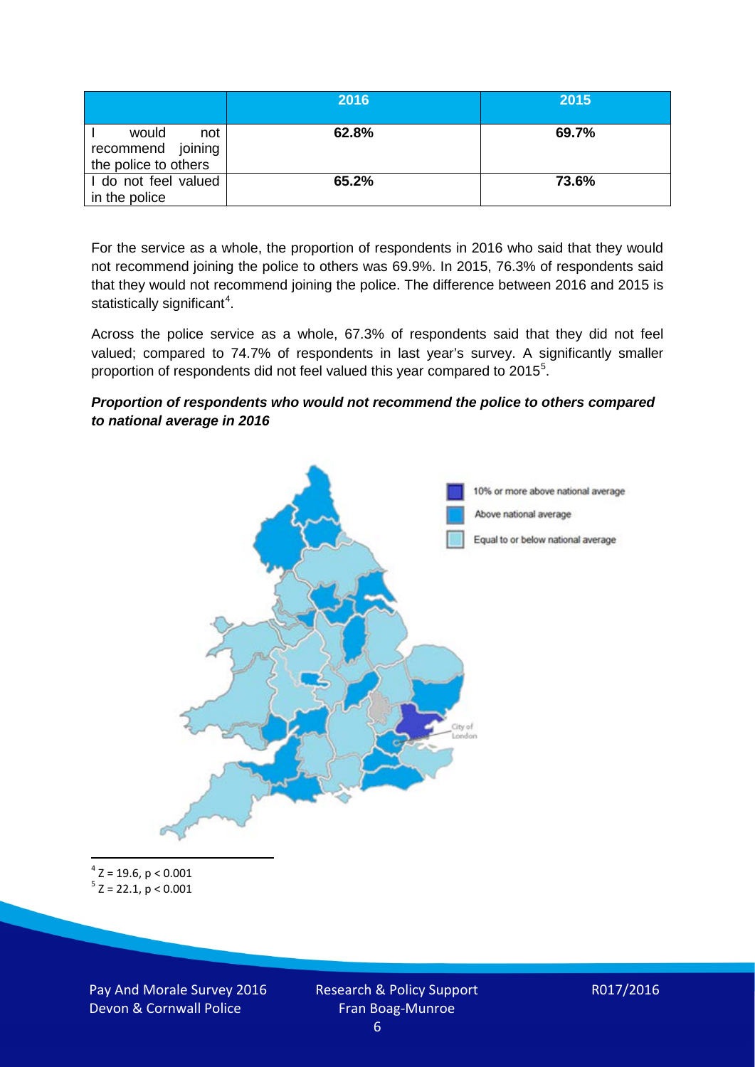| | 2016 | 2015 |
|---|---|---|
| I would not recommend joining the police to others | 62.8% | 69.7% |
| I do not feel valued in the police | 65.2% | 73.6% |

For the service as a whole, the proportion of respondents in 2016 who said that they would not recommend joining the police to others was 69.9%. In 2015, 76.3% of respondents said that they would not recommend joining the police. The difference between 2016 and 2015 is statistically significant[4].

Across the police service as a whole, 67.3% of respondents said that they did not feel valued; compared to 74.7% of respondents in last year's survey. A significantly smaller proportion of respondents did not feel valued this year compared to 2015[5].

***Proportion of respondents who would not recommend the police to others compared to national average in 2016***

10% or more above national average

Above national average

Equal to or below national average

City of London

[4] $Z = 19.6$, $p < 0.001$

[5] $Z = 22.1$, $p < 0.001$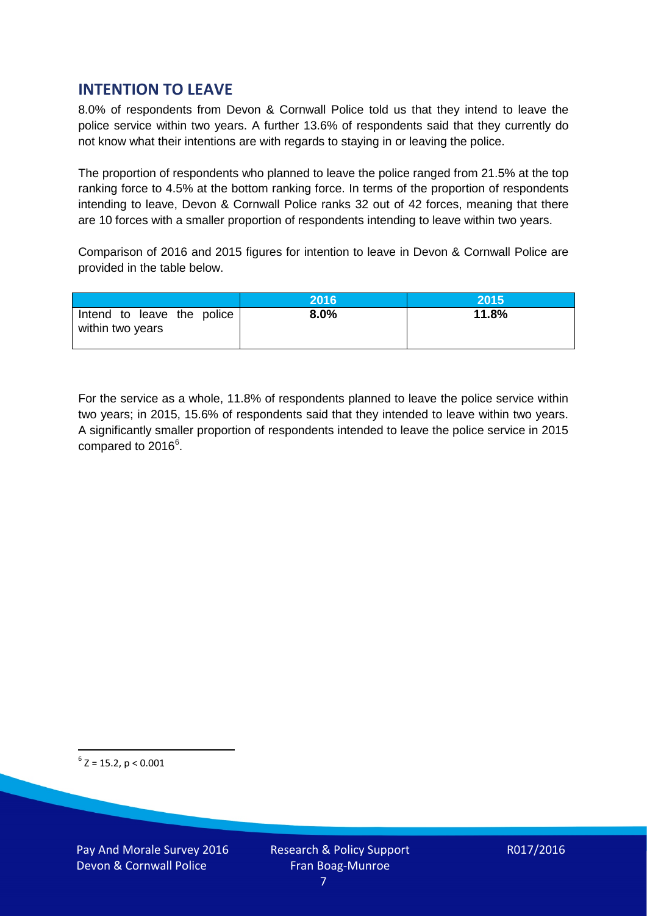## INTENTION TO LEAVE

8.0% of respondents from Devon & Cornwall Police told us that they intend to leave the police service within two years. A further 13.6% of respondents said that they currently do not know what their intentions are with regards to staying in or leaving the police.

The proportion of respondents who planned to leave the police ranged from 21.5% at the top ranking force to 4.5% at the bottom ranking force. In terms of the proportion of respondents intending to leave, Devon & Cornwall Police ranks 32 out of 42 forces, meaning that there are 10 forces with a smaller proportion of respondents intending to leave within two years.

Comparison of 2016 and 2015 figures for intention to leave in Devon & Cornwall Police are provided in the table below.

| | 2016 | 2015 |
|---|---|---|
| Intend to leave the police within two years | **8.0%** | **11.8%** |

For the service as a whole, 11.8% of respondents planned to leave the police service within two years; in 2015, 15.6% of respondents said that they intended to leave within two years. A significantly smaller proportion of respondents intended to leave the police service in 2015 compared to 2016[6].

[6] $Z = 15.2$, $p < 0.001$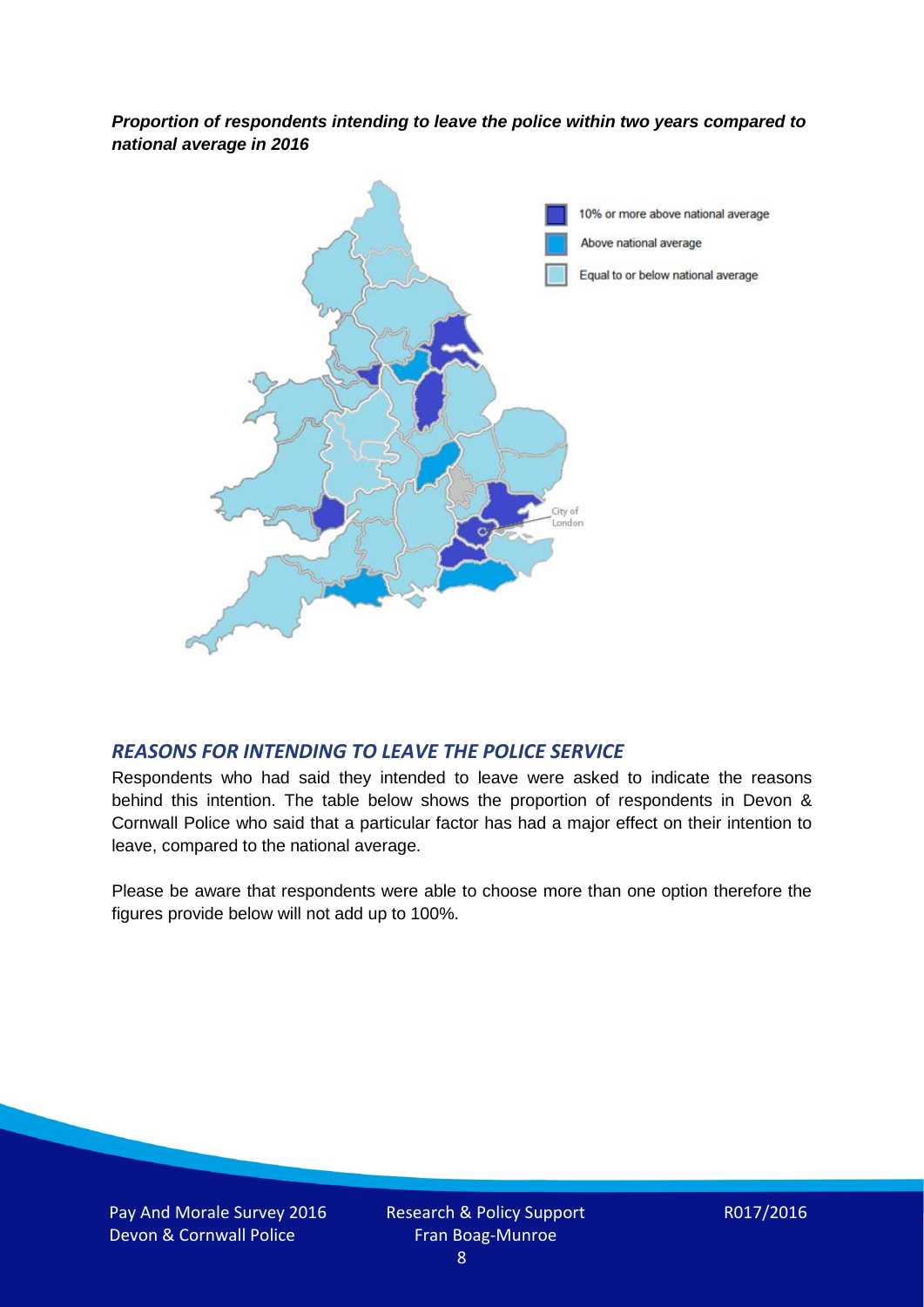***Proportion of respondents intending to leave the police within two years compared to national average in 2016***

10% or more above national average

Above national average

Equal to or below national average

City of London

## *REASONS FOR INTENDING TO LEAVE THE POLICE SERVICE*

Respondents who had said they intended to leave were asked to indicate the reasons behind this intention. The table below shows the proportion of respondents in Devon & Cornwall Police who said that a particular factor has had a major effect on their intention to leave, compared to the national average.

Please be aware that respondents were able to choose more than one option therefore the figures provide below will not add up to 100%.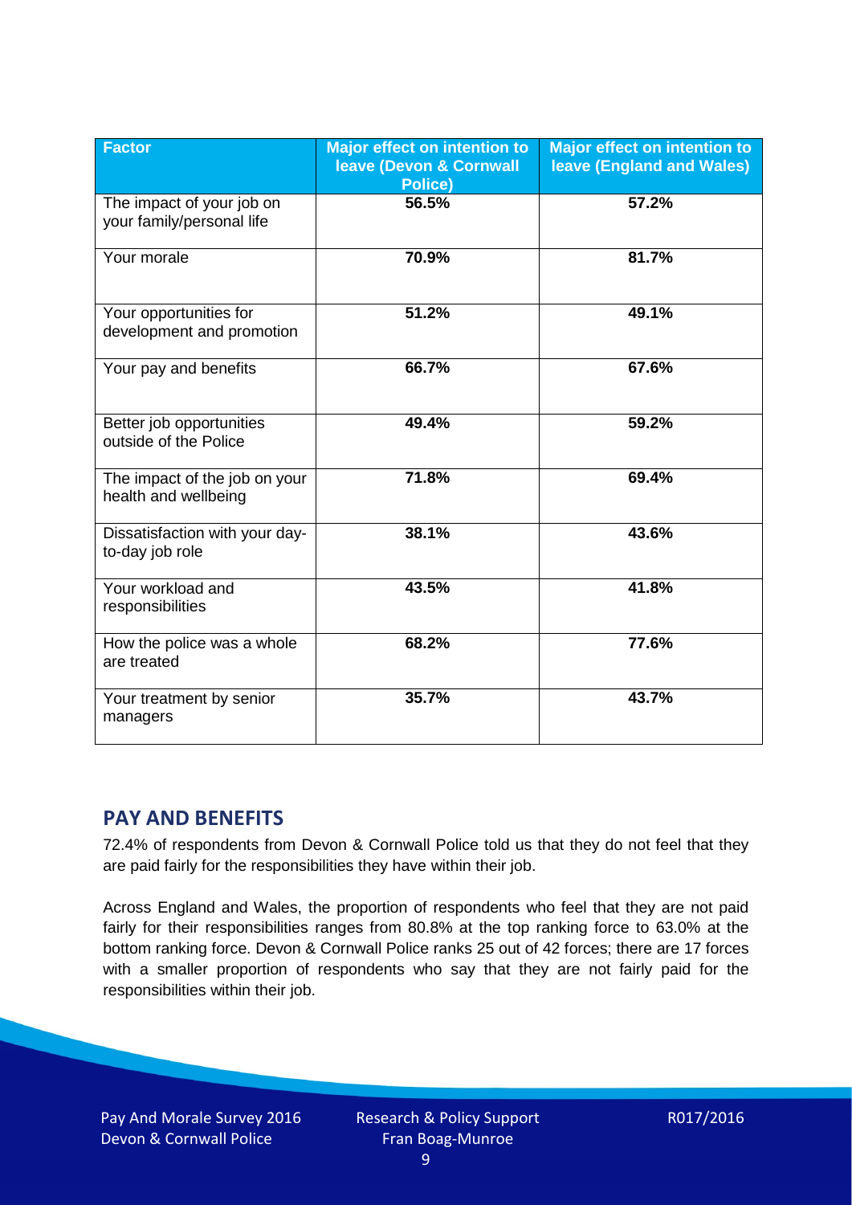| Factor | Major effect on intention to leave (Devon & Cornwall Police) | Major effect on intention to leave (England and Wales) |
|---|---|---|
| The impact of your job on your family/personal life | 56.5% | 57.2% |
| Your morale | 70.9% | 81.7% |
| Your opportunities for development and promotion | 51.2% | 49.1% |
| Your pay and benefits | 66.7% | 67.6% |
| Better job opportunities outside of the Police | 49.4% | 59.2% |
| The impact of the job on your health and wellbeing | 71.8% | 69.4% |
| Dissatisfaction with your day-to-day job role | 38.1% | 43.6% |
| Your workload and responsibilities | 43.5% | 41.8% |
| How the police was a whole are treated | 68.2% | 77.6% |
| Your treatment by senior managers | 35.7% | 43.7% |

## PAY AND BENEFITS

72.4% of respondents from Devon & Cornwall Police told us that they do not feel that they are paid fairly for the responsibilities they have within their job.

Across England and Wales, the proportion of respondents who feel that they are not paid fairly for their responsibilities ranges from 80.8% at the top ranking force to 63.0% at the bottom ranking force. Devon & Cornwall Police ranks 25 out of 42 forces; there are 17 forces with a smaller proportion of respondents who say that they are not fairly paid for the responsibilities within their job.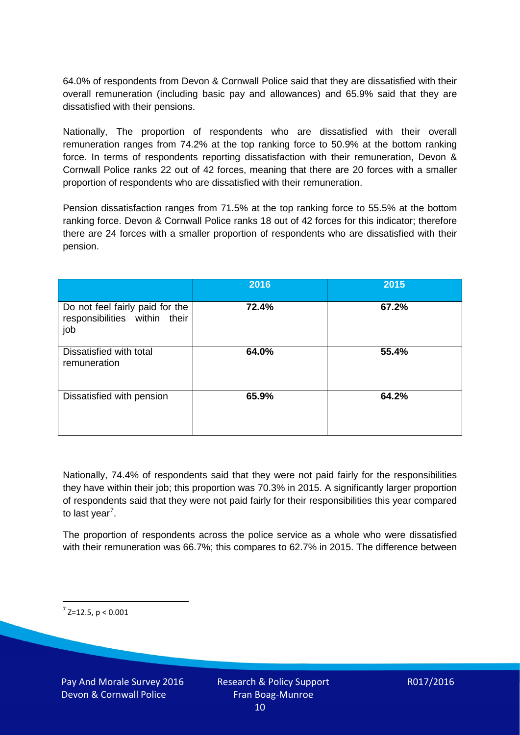64.0% of respondents from Devon & Cornwall Police said that they are dissatisfied with their overall remuneration (including basic pay and allowances) and 65.9% said that they are dissatisfied with their pensions.

Nationally, The proportion of respondents who are dissatisfied with their overall remuneration ranges from 74.2% at the top ranking force to 50.9% at the bottom ranking force. In terms of respondents reporting dissatisfaction with their remuneration, Devon & Cornwall Police ranks 22 out of 42 forces, meaning that there are 20 forces with a smaller proportion of respondents who are dissatisfied with their remuneration.

Pension dissatisfaction ranges from 71.5% at the top ranking force to 55.5% at the bottom ranking force. Devon & Cornwall Police ranks 18 out of 42 forces for this indicator; therefore there are 24 forces with a smaller proportion of respondents who are dissatisfied with their pension.

| | 2016 | 2015 |
|---|---|---|
| Do not feel fairly paid for the responsibilities within their job | **72.4%** | **67.2%** |
| Dissatisfied with total remuneration | **64.0%** | **55.4%** |
| Dissatisfied with pension | **65.9%** | **64.2%** |

Nationally, 74.4% of respondents said that they were not paid fairly for the responsibilities they have within their job; this proportion was 70.3% in 2015. A significantly larger proportion of respondents said that they were not paid fairly for their responsibilities this year compared to last year[7].

The proportion of respondents across the police service as a whole who were dissatisfied with their remuneration was 66.7%; this compares to 62.7% in 2015. The difference between

[7] $Z=12.5$, $p < 0.001$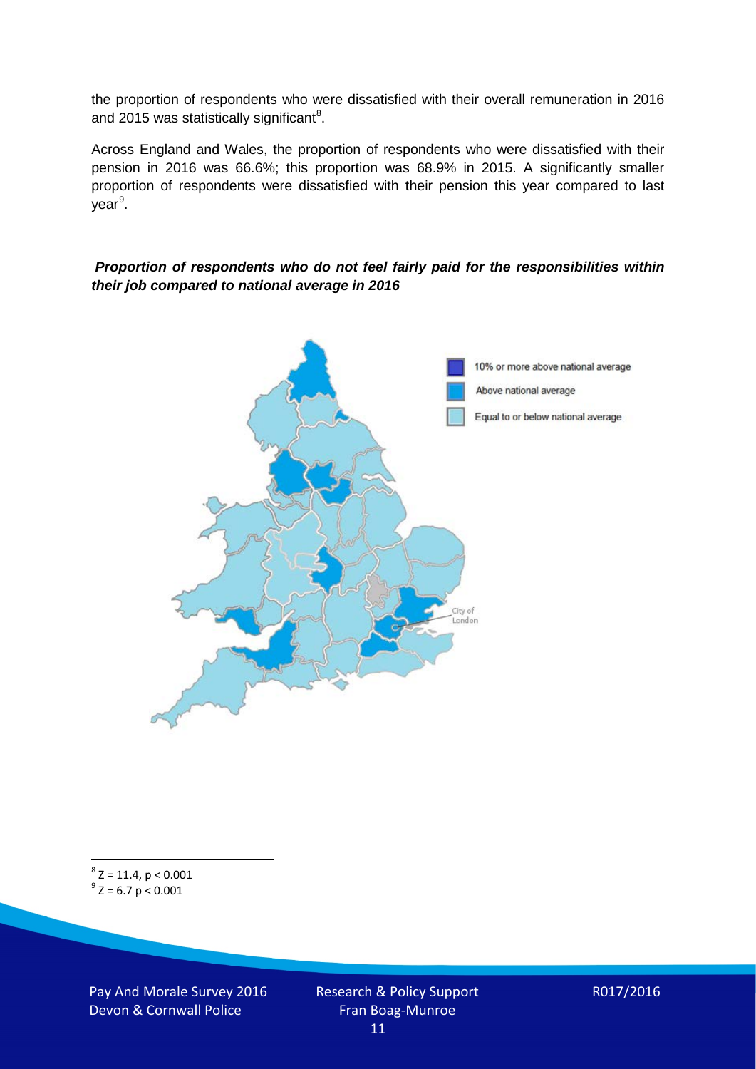the proportion of respondents who were dissatisfied with their overall remuneration in 2016 and 2015 was statistically significant[8].

Across England and Wales, the proportion of respondents who were dissatisfied with their pension in 2016 was 66.6%; this proportion was 68.9% in 2015. A significantly smaller proportion of respondents were dissatisfied with their pension this year compared to last year[9].

***Proportion of respondents who do not feel fairly paid for the responsibilities within their job compared to national average in 2016***

10% or more above national average

Above national average

Equal to or below national average

City of London

[8] Z = 11.4, $p < 0.001$

[9] Z = 6.7 $p < 0.001$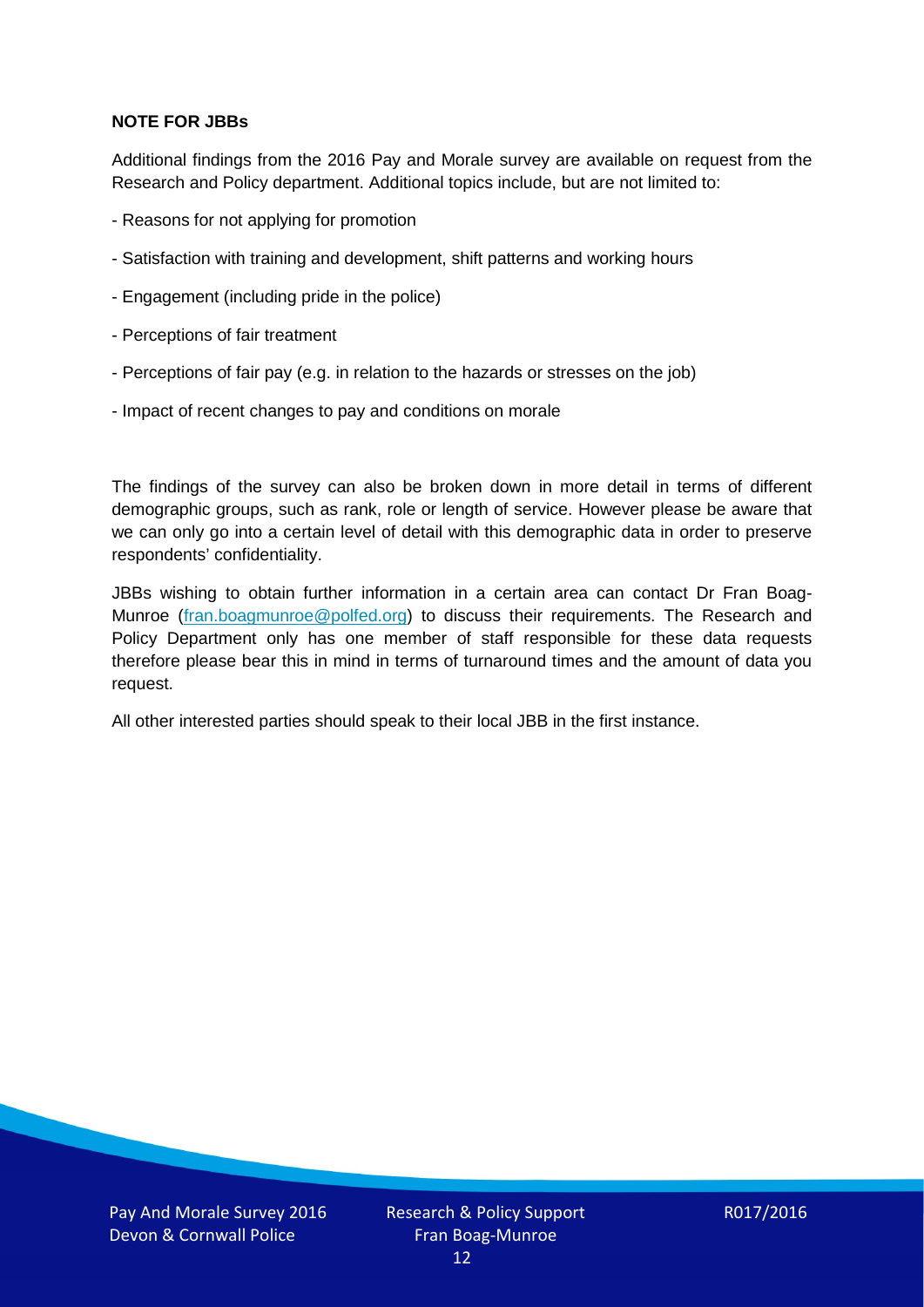**NOTE FOR JBBs**

Additional findings from the 2016 Pay and Morale survey are available on request from the Research and Policy department. Additional topics include, but are not limited to:

- Reasons for not applying for promotion
- Satisfaction with training and development, shift patterns and working hours
- Engagement (including pride in the police)
- Perceptions of fair treatment
- Perceptions of fair pay (e.g. in relation to the hazards or stresses on the job)
- Impact of recent changes to pay and conditions on morale

The findings of the survey can also be broken down in more detail in terms of different demographic groups, such as rank, role or length of service. However please be aware that we can only go into a certain level of detail with this demographic data in order to preserve respondents' confidentiality.

JBBs wishing to obtain further information in a certain area can contact Dr Fran Boag-Munroe (fran.boagmunroe@polfed.org) to discuss their requirements. The Research and Policy Department only has one member of staff responsible for these data requests therefore please bear this in mind in terms of turnaround times and the amount of data you request.

All other interested parties should speak to their local JBB in the first instance.